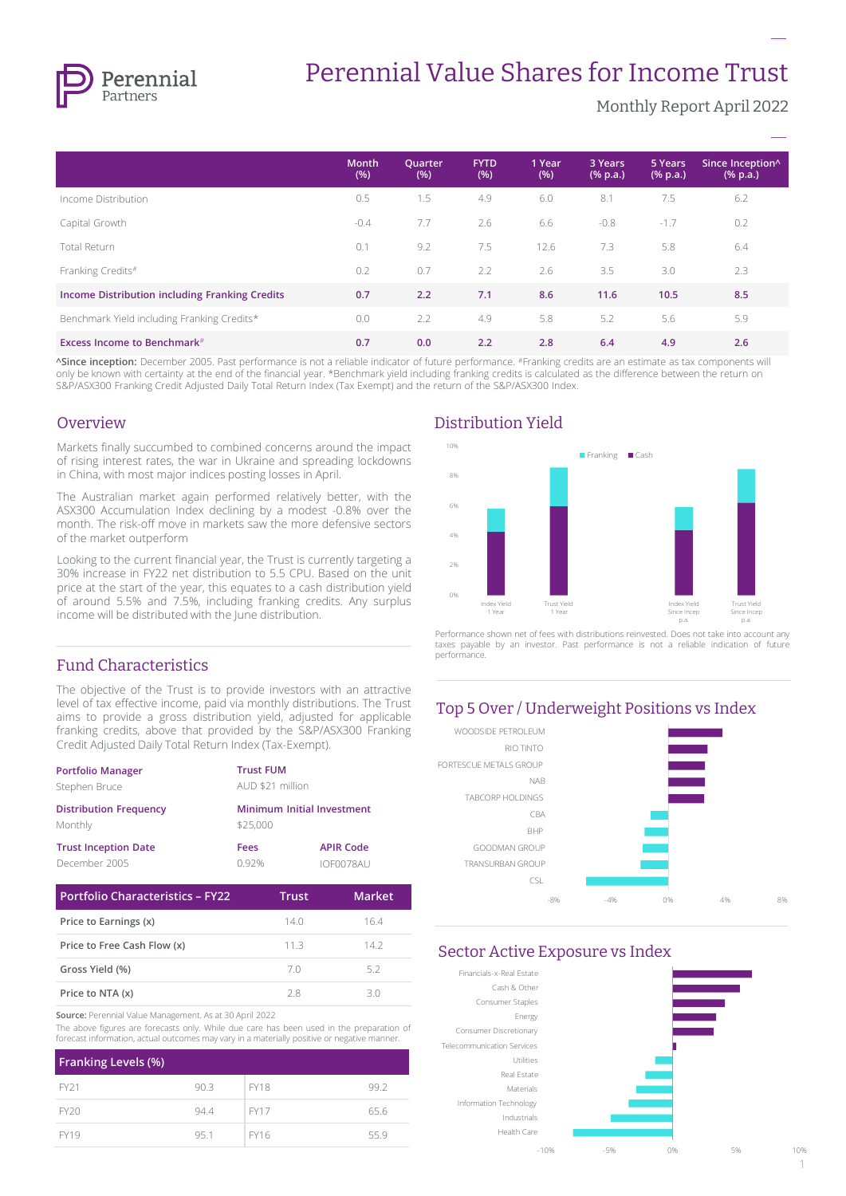# Perennial Value Shares for Income Trust

Monthly Report April 2022

| | Month (%) | Quarter (%) | FYTD (%) | 1 Year (%) | 3 Years (% p.a.) | 5 Years (% p.a.) | Since Inception^ (% p.a.) |
|---|---|---|---|---|---|---|---|
| Income Distribution | 0.5 | 1.5 | 4.9 | 6.0 | 8.1 | 7.5 | 6.2 |
| Capital Growth | -0.4 | 7.7 | 2.6 | 6.6 | -0.8 | -1.7 | 0.2 |
| Total Return | 0.1 | 9.2 | 7.5 | 12.6 | 7.3 | 5.8 | 6.4 |
| Franking Credits# | 0.2 | 0.7 | 2.2 | 2.6 | 3.5 | 3.0 | 2.3 |
| **Income Distribution including Franking Credits** | **0.7** | **2.2** | **7.1** | **8.6** | **11.6** | **10.5** | **8.5** |
| Benchmark Yield including Franking Credits* | 0.0 | 2.2 | 4.9 | 5.8 | 5.2 | 5.6 | 5.9 |
| **Excess Income to Benchmark#** | **0.7** | **0.0** | **2.2** | **2.8** | **6.4** | **4.9** | **2.6** |

**^Since inception:** December 2005. Past performance is not a reliable indicator of future performance. #Franking credits are an estimate as tax components will only be known with certainty at the end of the financial year. *Benchmark yield including franking credits is calculated as the difference between the return on S&P/ASX300 Franking Credit Adjusted Daily Total Return Index (Tax Exempt) and the return of the S&P/ASX300 Index.

## Overview

Markets finally succumbed to combined concerns around the impact of rising interest rates, the war in Ukraine and spreading lockdowns in China, with most major indices posting losses in April.

The Australian market again performed relatively better, with the ASX300 Accumulation Index declining by a modest -0.8% over the month. The risk-off move in markets saw the more defensive sectors of the market outperform.

Looking to the current financial year, the Trust is currently targeting a 30% increase in FY22 net distribution to 5.5 CPU. Based on the unit price at the start of the year, this equates to a cash distribution yield of around 5.5% and 7.5%, including franking credits. Any surplus income will be distributed with the June distribution.

## Distribution Yield

Performance shown net of fees with distributions reinvested. Does not take into account any taxes payable by an investor. Past performance is not a reliable indication of future performance.

## Fund Characteristics

The objective of the Trust is to provide investors with an attractive level of tax effective income, paid via monthly distributions. The Trust aims to provide a gross distribution yield, adjusted for applicable franking credits, above that provided by the S&P/ASX300 Franking Credit Adjusted Daily Total Return Index (Tax-Exempt).

**Portfolio Manager**
Stephen Bruce

**Trust FUM**
AUD $21 million

**Distribution Frequency**
Monthly

**Minimum Initial Investment**
$25,000

**Trust Inception Date**
December 2005

**Fees**
0.92%

**APIR Code**
IOF0078AU

| Portfolio Characteristics – FY22 | Trust | Market |
|---|---|---|
| Price to Earnings (x) | 14.0 | 16.4 |
| Price to Free Cash Flow (x) | 11.3 | 14.2 |
| Gross Yield (%) | 7.0 | 5.2 |
| Price to NTA (x) | 2.8 | 3.0 |

**Source:** Perennial Value Management. As at 30 April 2022
The above figures are forecasts only. While due care has been used in the preparation of forecast information, actual outcomes may vary in a materially positive or negative manner.

| Franking Levels (%) | | | |
|---|---|---|---|
| FY21 | 90.3 | FY18 | 99.2 |
| FY20 | 94.4 | FY17 | 65.6 |
| FY19 | 95.1 | FY16 | 55.9 |

## Top 5 Over / Underweight Positions vs Index

## Sector Active Exposure vs Index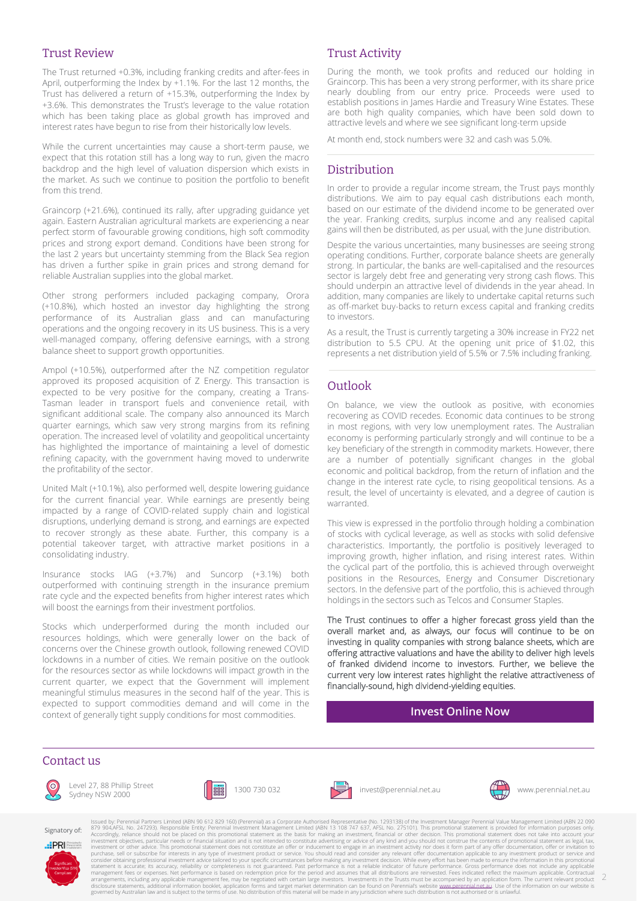## Trust Review

The Trust returned +0.3%, including franking credits and after-fees in April, outperforming the Index by +1.1%. For the last 12 months, the Trust has delivered a return of +15.3%, outperforming the Index by +3.6%. This demonstrates the Trust's leverage to the value rotation which has been taking place as global growth has improved and interest rates have begun to rise from their historically low levels.

While the current uncertainties may cause a short-term pause, we expect that this rotation still has a long way to run, given the macro backdrop and the high level of valuation dispersion which exists in the market. As such we continue to position the portfolio to benefit from this trend.

Graincorp (+21.6%), continued its rally, after upgrading guidance yet again. Eastern Australian agricultural markets are experiencing a near perfect storm of favourable growing conditions, high soft commodity prices and strong export demand. Conditions have been strong for the last 2 years but uncertainty stemming from the Black Sea region has driven a further spike in grain prices and strong demand for reliable Australian supplies into the global market.

Other strong performers included packaging company, Orora (+10.8%), which hosted an investor day highlighting the strong performance of its Australian glass and can manufacturing operations and the ongoing recovery in its US business. This is a very well-managed company, offering defensive earnings, with a strong balance sheet to support growth opportunities.

Ampol (+10.5%), outperformed after the NZ competition regulator approved its proposed acquisition of Z Energy. This transaction is expected to be very positive for the company, creating a Trans-Tasman leader in transport fuels and convenience retail, with significant additional scale. The company also announced its March quarter earnings, which saw very strong margins from its refining operation. The increased level of volatility and geopolitical uncertainty has highlighted the importance of maintaining a level of domestic refining capacity, with the government having moved to underwrite the profitability of the sector.

United Malt (+10.1%), also performed well, despite lowering guidance for the current financial year. While earnings are presently being impacted by a range of COVID-related supply chain and logistical disruptions, underlying demand is strong, and earnings are expected to recover strongly as these abate. Further, this company is a potential takeover target, with attractive market positions in a consolidating industry.

Insurance stocks IAG (+3.7%) and Suncorp (+3.1%) both outperformed with continuing strength in the insurance premium rate cycle and the expected benefits from higher interest rates which will boost the earnings from their investment portfolios.

Stocks which underperformed during the month included our resources holdings, which were generally lower on the back of concerns over the Chinese growth outlook, following renewed COVID lockdowns in a number of cities. We remain positive on the outlook for the resources sector as while lockdowns will impact growth in the current quarter, we expect that the Government will implement meaningful stimulus measures in the second half of the year. This is expected to support commodities demand and will come in the context of generally tight supply conditions for most commodities.

## Trust Activity

During the month, we took profits and reduced our holding in Graincorp. This has been a very strong performer, with its share price nearly doubling from our entry price. Proceeds were used to establish positions in James Hardie and Treasury Wine Estates. These are both high quality companies, which have been sold down to attractive levels and where we see significant long-term upside

At month end, stock numbers were 32 and cash was 5.0%.

## Distribution

In order to provide a regular income stream, the Trust pays monthly distributions. We aim to pay equal cash distributions each month, based on our estimate of the dividend income to be generated over the year. Franking credits, surplus income and any realised capital gains will then be distributed, as per usual, with the June distribution.

Despite the various uncertainties, many businesses are seeing strong operating conditions. Further, corporate balance sheets are generally strong. In particular, the banks are well-capitalised and the resources sector is largely debt free and generating very strong cash flows. This should underpin an attractive level of dividends in the year ahead. In addition, many companies are likely to undertake capital returns such as off-market buy-backs to return excess capital and franking credits to investors.

As a result, the Trust is currently targeting a 30% increase in FY22 net distribution to 5.5 CPU. At the opening unit price of $1.02, this represents a net distribution yield of 5.5% or 7.5% including franking.

## Outlook

On balance, we view the outlook as positive, with economies recovering as COVID recedes. Economic data continues to be strong in most regions, with very low unemployment rates. The Australian economy is performing particularly strongly and will continue to be a key beneficiary of the strength in commodity markets. However, there are a number of potentially significant changes in the global economic and political backdrop, from the return of inflation and the change in the interest rate cycle, to rising geopolitical tensions. As a result, the level of uncertainty is elevated, and a degree of caution is warranted.

This view is expressed in the portfolio through holding a combination of stocks with cyclical leverage, as well as stocks with solid defensive characteristics. Importantly, the portfolio is positively leveraged to improving growth, higher inflation, and rising interest rates. Within the cyclical part of the portfolio, this is achieved through overweight positions in the Resources, Energy and Consumer Discretionary sectors. In the defensive part of the portfolio, this is achieved through holdings in the sectors such as Telcos and Consumer Staples.

The Trust continues to offer a higher forecast gross yield than the overall market and, as always, our focus will continue to be on investing in quality companies with strong balance sheets, which are offering attractive valuations and have the ability to deliver high levels of franked dividend income to investors. Further, we believe the current very low interest rates highlight the relative attractiveness of financially-sound, high dividend-yielding equities.

**Invest Online Now**

## Contact us

Level 27, 88 Phillip Street
Sydney NSW 2000

1300 730 032

invest@perennial.net.au

www.perennial.net.au

Signatory of: PRI Principles for Responsible Investment

Significant Investor Visa (SIV) Compliant

Issued by: Perennial Partners Limited (ABN 90 612 829 160) (Perennial) as a Corporate Authorised Representative (No. 1293138) of the Investment Manager Perennial Value Management Limited (ABN 22 090 879 904,AFSL No. 247293). Responsible Entity: Perennial Investment Management Limited (ABN 13 108 747 637, AFSL No. 275101). This promotional statement is provided for information purposes only. Accordingly, reliance should not be placed on this promotional statement as the basis for making an investment, financial or other decision. This promotional statement does not take into account your investment objectives, particular needs or financial situation and is not intended to constitute advertising or advice of any kind and you should not construe the contents of promotional statement as legal, tax, investment or other advice. This promotional statement does not constitute an offer or inducement to engage in an investment activity nor does it form part of any offer documentation, offer or invitation to purchase, sell or subscribe for interests in any type of investment product or service. You should read and consider any relevant offer documentation applicable to any investment product or service and consider obtaining professional investment advice tailored to your specific circumstances before making any investment decision. While every effort has been made to ensure the information in this promotional statement is accurate; its accuracy, reliability or completeness is not guaranteed. Past performance is not a reliable indicator of future performance. Gross performance does not include any applicable management fees or expenses. Net performance is based on redemption price for the period and assumes that all distributions are reinvested. Fees indicated reflect the maximum applicable. Contractual arrangements, including any applicable management fee, may be negotiated with certain large investors. Investments in the Trusts must be accompanied by an application form. The current relevant product disclosure statements, additional information booklet, application forms and target market determination can be found on Perennial's website www.perennial.net.au. Use of the information on our website is governed by Australian law and is subject to the terms of use. No distribution of this material will be made in any jurisdiction where such distribution is not authorised or is unlawful.